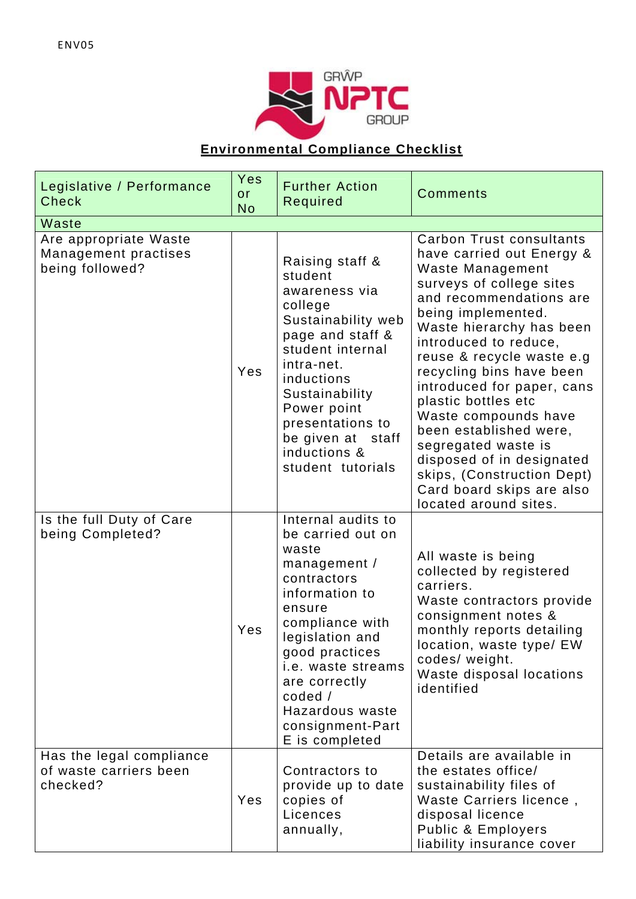ENV05

# Environmental Compliance Checklist

| Legislative / Performance Check | Yes or No | Further Action Required | Comments |
|---|---|---|---|
| **Waste** | | | |
| Are appropriate Waste Management practises being followed? | Yes | Raising staff & student awareness via college Sustainability web page and staff & student internal intra-net. inductions Sustainability Power point presentations to be given at staff inductions & student tutorials | Carbon Trust consultants have carried out Energy & Waste Management surveys of college sites and recommendations are being implemented. Waste hierarchy has been introduced to reduce, reuse & recycle waste e.g recycling bins have been introduced for paper, cans plastic bottles etc Waste compounds have been established were, segregated waste is disposed of in designated skips, (Construction Dept) Card board skips are also located around sites. |
| Is the full Duty of Care being Completed? | Yes | Internal audits to be carried out on waste management / contractors information to ensure compliance with legislation and good practices i.e. waste streams are correctly coded / Hazardous waste consignment-Part E is completed | All waste is being collected by registered carriers. Waste contractors provide consignment notes & monthly reports detailing location, waste type/ EW codes/ weight. Waste disposal locations identified |
| Has the legal compliance of waste carriers been checked? | Yes | Contractors to provide up to date copies of Licences annually, | Details are available in the estates office/ sustainability files of Waste Carriers licence , disposal licence Public & Employers liability insurance cover |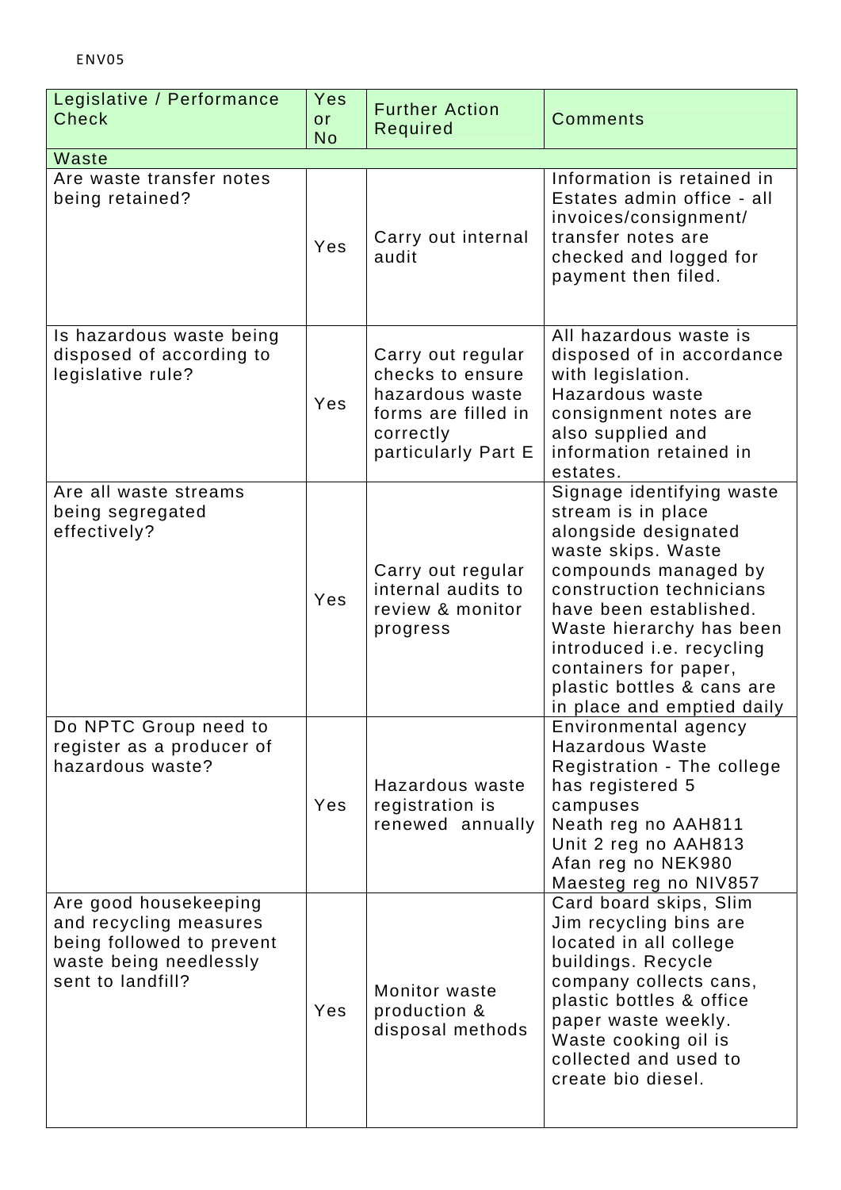ENV05

| Legislative / Performance Check | Yes or No | Further Action Required | Comments |
|---|---|---|---|
| Waste | | | |
| Are waste transfer notes being retained? | Yes | Carry out internal audit | Information is retained in Estates admin office - all invoices/consignment/ transfer notes are checked and logged for payment then filed. |
| Is hazardous waste being disposed of according to legislative rule? | Yes | Carry out regular checks to ensure hazardous waste forms are filled in correctly particularly Part E | All hazardous waste is disposed of in accordance with legislation. Hazardous waste consignment notes are also supplied and information retained in estates. |
| Are all waste streams being segregated effectively? | Yes | Carry out regular internal audits to review & monitor progress | Signage identifying waste stream is in place alongside designated waste skips. Waste compounds managed by construction technicians have been established. Waste hierarchy has been introduced i.e. recycling containers for paper, plastic bottles & cans are in place and emptied daily |
| Do NPTC Group need to register as a producer of hazardous waste? | Yes | Hazardous waste registration is renewed annually | Environmental agency Hazardous Waste Registration - The college has registered 5 campuses<br>Neath reg no AAH811<br>Unit 2 reg no AAH813<br>Afan reg no NEK980<br>Maesteg reg no NIV857 |
| Are good housekeeping and recycling measures being followed to prevent waste being needlessly sent to landfill? | Yes | Monitor waste production & disposal methods | Card board skips, Slim Jim recycling bins are located in all college buildings. Recycle company collects cans, plastic bottles & office paper waste weekly. Waste cooking oil is collected and used to create bio diesel. |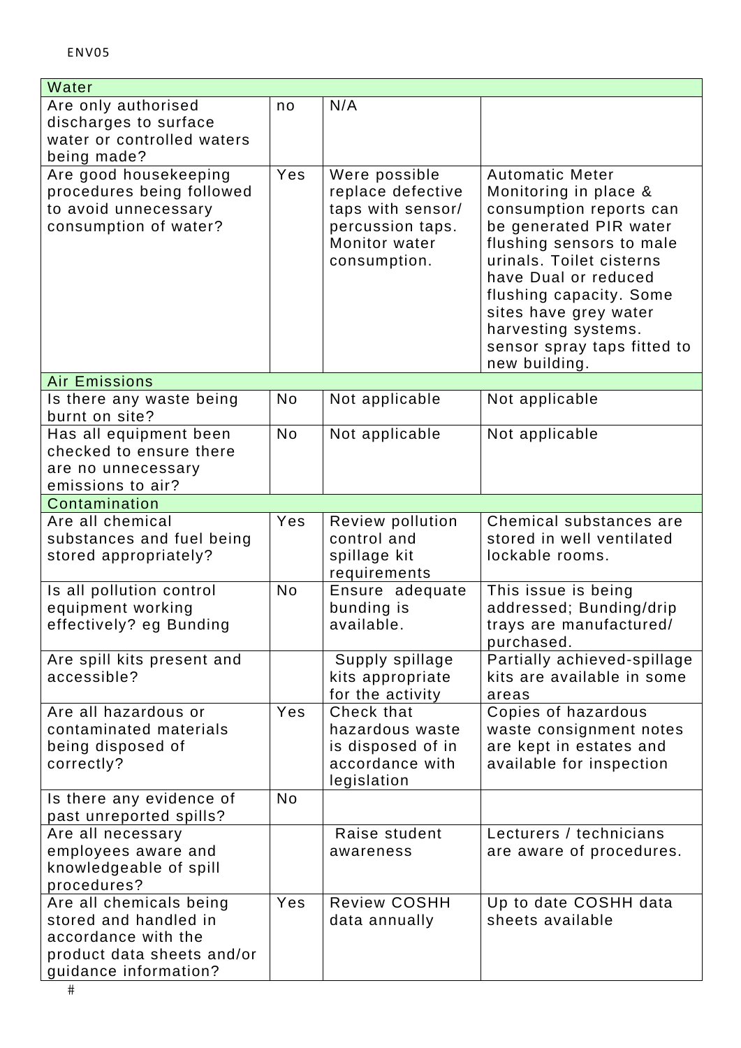| Water | | | |
|---|---|---|---|
| Are only authorised discharges to surface water or controlled waters being made? | no | N/A | |
| Are good housekeeping procedures being followed to avoid unnecessary consumption of water? | Yes | Were possible replace defective taps with sensor/ percussion taps. Monitor water consumption. | Automatic Meter Monitoring in place & consumption reports can be generated PIR water flushing sensors to male urinals. Toilet cisterns have Dual or reduced flushing capacity. Some sites have grey water harvesting systems. sensor spray taps fitted to new building. |
| Air Emissions | | | |
| Is there any waste being burnt on site? | No | Not applicable | Not applicable |
| Has all equipment been checked to ensure there are no unnecessary emissions to air? | No | Not applicable | Not applicable |
| Contamination | | | |
| Are all chemical substances and fuel being stored appropriately? | Yes | Review pollution control and spillage kit requirements | Chemical substances are stored in well ventilated lockable rooms. |
| Is all pollution control equipment working effectively? eg Bunding | No | Ensure adequate bunding is available. | This issue is being addressed; Bunding/drip trays are manufactured/ purchased. |
| Are spill kits present and accessible? | | Supply spillage kits appropriate for the activity | Partially achieved-spillage kits are available in some areas |
| Are all hazardous or contaminated materials being disposed of correctly? | Yes | Check that hazardous waste is disposed of in accordance with legislation | Copies of hazardous waste consignment notes are kept in estates and available for inspection |
| Is there any evidence of past unreported spills? | No | | |
| Are all necessary employees aware and knowledgeable of spill procedures? | | Raise student awareness | Lecturers / technicians are aware of procedures. |
| Are all chemicals being stored and handled in accordance with the product data sheets and/or guidance information? | Yes | Review COSHH data annually | Up to date COSHH data sheets available |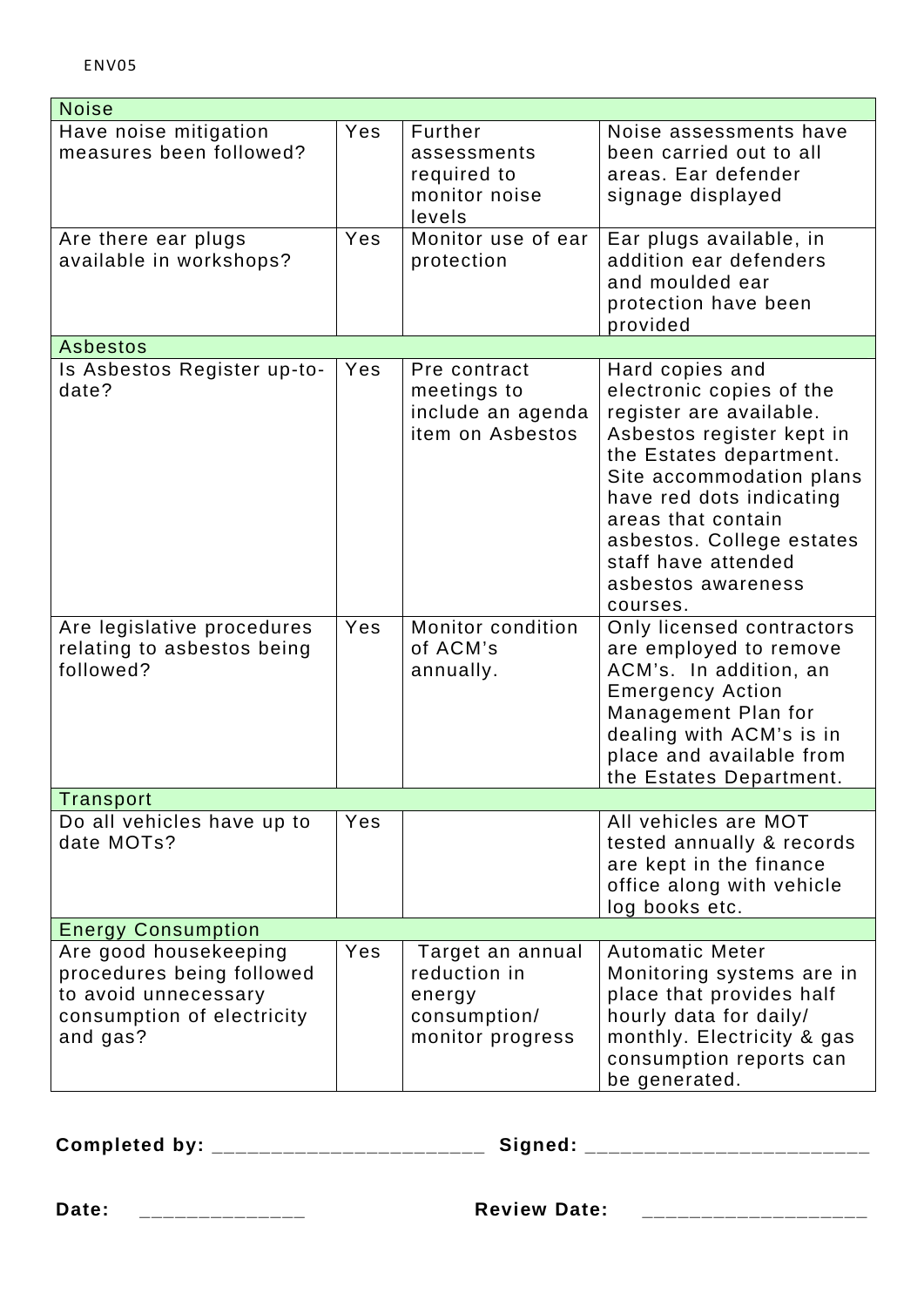ENV05

| | | | |
|---|---|---|---|
| **Noise** | | | |
| Have noise mitigation measures been followed? | Yes | Further assessments required to monitor noise levels | Noise assessments have been carried out to all areas. Ear defender signage displayed |
| Are there ear plugs available in workshops? | Yes | Monitor use of ear protection | Ear plugs available, in addition ear defenders and moulded ear protection have been provided |
| **Asbestos** | | | |
| Is Asbestos Register up-to-date? | Yes | Pre contract meetings to include an agenda item on Asbestos | Hard copies and electronic copies of the register are available. Asbestos register kept in the Estates department. Site accommodation plans have red dots indicating areas that contain asbestos. College estates staff have attended asbestos awareness courses. |
| Are legislative procedures relating to asbestos being followed? | Yes | Monitor condition of ACM's annually. | Only licensed contractors are employed to remove ACM's. In addition, an Emergency Action Management Plan for dealing with ACM's is in place and available from the Estates Department. |
| **Transport** | | | |
| Do all vehicles have up to date MOTs? | Yes | | All vehicles are MOT tested annually & records are kept in the finance office along with vehicle log books etc. |
| **Energy Consumption** | | | |
| Are good housekeeping procedures being followed to avoid unnecessary consumption of electricity and gas? | Yes | Target an annual reduction in energy consumption/ monitor progress | Automatic Meter Monitoring systems are in place that provides half hourly data for daily/ monthly. Electricity & gas consumption reports can be generated. |

**Completed by:** ______________________ **Signed:** _______________________

**Date:** ______________ **Review Date:** ___________________